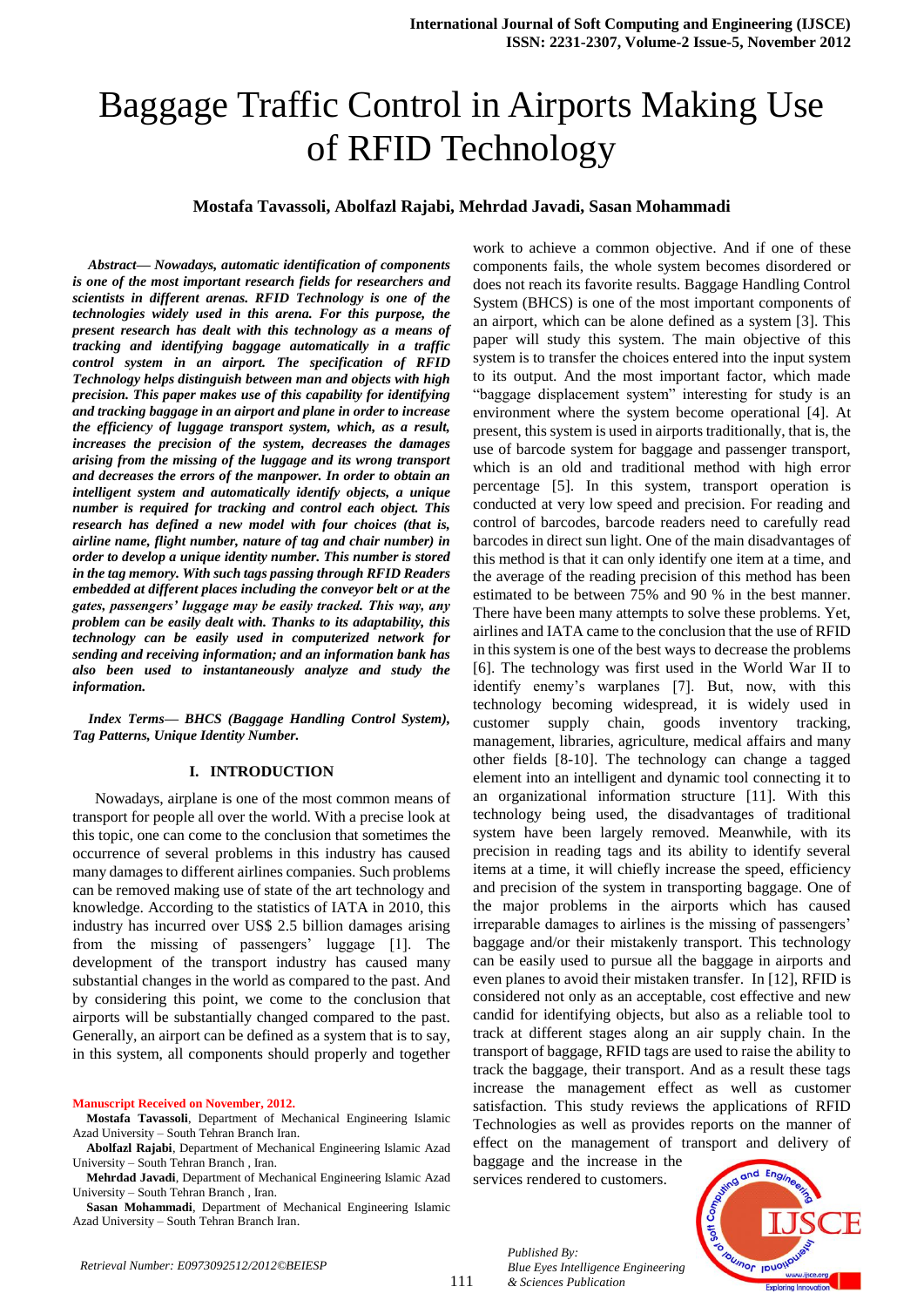# Baggage Traffic Control in Airports Making Use of RFID Technology

**Mostafa Tavassoli, Abolfazl Rajabi, Mehrdad Javadi, Sasan Mohammadi**

***Abstract— Nowadays, automatic identification of components is one of the most important research fields for researchers and scientists in different arenas. RFID Technology is one of the technologies widely used in this arena. For this purpose, the present research has dealt with this technology as a means of tracking and identifying baggage automatically in a traffic control system in an airport. The specification of RFID Technology helps distinguish between man and objects with high precision. This paper makes use of this capability for identifying and tracking baggage in an airport and plane in order to increase the efficiency of luggage transport system, which, as a result, increases the precision of the system, decreases the damages arising from the missing of the luggage and its wrong transport and decreases the errors of the manpower. In order to obtain an intelligent system and automatically identify objects, a unique number is required for tracking and control each object. This research has defined a new model with four choices (that is, airline name, flight number, nature of tag and chair number) in order to develop a unique identity number. This number is stored in the tag memory. With such tags passing through RFID Readers embedded at different places including the conveyor belt or at the gates, passengers' luggage may be easily tracked. This way, any problem can be easily dealt with. Thanks to its adaptability, this technology can be easily used in computerized network for sending and receiving information; and an information bank has also been used to instantaneously analyze and study the information.***

***Index Terms— BHCS (Baggage Handling Control System), Tag Patterns, Unique Identity Number.***

## I. INTRODUCTION

Nowadays, airplane is one of the most common means of transport for people all over the world. With a precise look at this topic, one can come to the conclusion that sometimes the occurrence of several problems in this industry has caused many damages to different airlines companies. Such problems can be removed making use of state of the art technology and knowledge. According to the statistics of IATA in 2010, this industry has incurred over US$ 2.5 billion damages arising from the missing of passengers' luggage [1]. The development of the transport industry has caused many substantial changes in the world as compared to the past. And by considering this point, we come to the conclusion that airports will be substantially changed compared to the past. Generally, an airport can be defined as a system that is to say, in this system, all components should properly and together work to achieve a common objective. And if one of these components fails, the whole system becomes disordered or does not reach its favorite results. Baggage Handling Control System (BHCS) is one of the most important components of an airport, which can be alone defined as a system [3]. This paper will study this system. The main objective of this system is to transfer the choices entered into the input system to its output. And the most important factor, which made "baggage displacement system" interesting for study is an environment where the system become operational [4]. At present, this system is used in airports traditionally, that is, the use of barcode system for baggage and passenger transport, which is an old and traditional method with high error percentage [5]. In this system, transport operation is conducted at very low speed and precision. For reading and control of barcodes, barcode readers need to carefully read barcodes in direct sun light. One of the main disadvantages of this method is that it can only identify one item at a time, and the average of the reading precision of this method has been estimated to be between 75% and 90 % in the best manner. There have been many attempts to solve these problems. Yet, airlines and IATA came to the conclusion that the use of RFID in this system is one of the best ways to decrease the problems [6]. The technology was first used in the World War II to identify enemy's warplanes [7]. But, now, with this technology becoming widespread, it is widely used in customer supply chain, goods inventory tracking, management, libraries, agriculture, medical affairs and many other fields [8-10]. The technology can change a tagged element into an intelligent and dynamic tool connecting it to an organizational information structure [11]. With this technology being used, the disadvantages of traditional system have been largely removed. Meanwhile, with its precision in reading tags and its ability to identify several items at a time, it will chiefly increase the speed, efficiency and precision of the system in transporting baggage. One of the major problems in the airports which has caused irreparable damages to airlines is the missing of passengers' baggage and/or their mistakenly transport. This technology can be easily used to pursue all the baggage in airports and even planes to avoid their mistaken transfer. In [12], RFID is considered not only as an acceptable, cost effective and new candid for identifying objects, but also as a reliable tool to track at different stages along an air supply chain. In the transport of baggage, RFID tags are used to raise the ability to track the baggage, their transport. And as a result these tags increase the management effect as well as customer satisfaction. This study reviews the applications of RFID Technologies as well as provides reports on the manner of effect on the management of transport and delivery of baggage and the increase in the services rendered to customers.

**Manuscript Received on November, 2012.**

**Mostafa Tavassoli**, Department of Mechanical Engineering Islamic Azad University – South Tehran Branch Iran.

**Abolfazl Rajabi**, Department of Mechanical Engineering Islamic Azad University – South Tehran Branch , Iran.

**Mehrdad Javadi**, Department of Mechanical Engineering Islamic Azad University – South Tehran Branch , Iran.

**Sasan Mohammadi**, Department of Mechanical Engineering Islamic Azad University – South Tehran Branch Iran.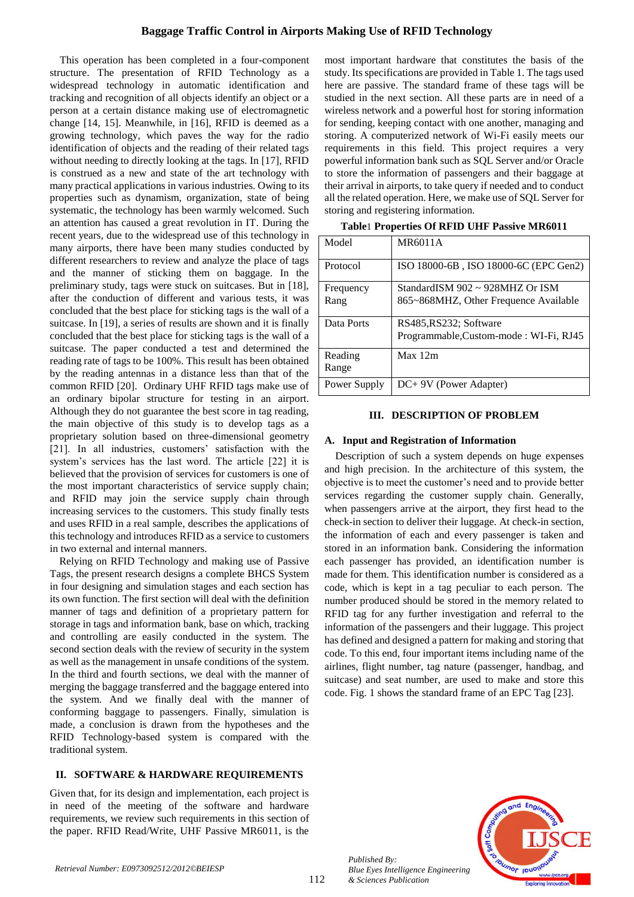This operation has been completed in a four-component structure. The presentation of RFID Technology as a widespread technology in automatic identification and tracking and recognition of all objects identify an object or a person at a certain distance making use of electromagnetic change [14, 15]. Meanwhile, in [16], RFID is deemed as a growing technology, which paves the way for the radio identification of objects and the reading of their related tags without needing to directly looking at the tags. In [17], RFID is construed as a new and state of the art technology with many practical applications in various industries. Owing to its properties such as dynamism, organization, state of being systematic, the technology has been warmly welcomed. Such an attention has caused a great revolution in IT. During the recent years, due to the widespread use of this technology in many airports, there have been many studies conducted by different researchers to review and analyze the place of tags and the manner of sticking them on baggage. In the preliminary study, tags were stuck on suitcases. But in [18], after the conduction of different and various tests, it was concluded that the best place for sticking tags is the wall of a suitcase. In [19], a series of results are shown and it is finally concluded that the best place for sticking tags is the wall of a suitcase. The paper conducted a test and determined the reading rate of tags to be 100%. This result has been obtained by the reading antennas in a distance less than that of the common RFID [20]. Ordinary UHF RFID tags make use of an ordinary bipolar structure for testing in an airport. Although they do not guarantee the best score in tag reading, the main objective of this study is to develop tags as a proprietary solution based on three-dimensional geometry [21]. In all industries, customers' satisfaction with the system's services has the last word. The article [22] it is believed that the provision of services for customers is one of the most important characteristics of service supply chain; and RFID may join the service supply chain through increasing services to the customers. This study finally tests and uses RFID in a real sample, describes the applications of this technology and introduces RFID as a service to customers in two external and internal manners.

Relying on RFID Technology and making use of Passive Tags, the present research designs a complete BHCS System in four designing and simulation stages and each section has its own function. The first section will deal with the definition manner of tags and definition of a proprietary pattern for storage in tags and information bank, base on which, tracking and controlling are easily conducted in the system. The second section deals with the review of security in the system as well as the management in unsafe conditions of the system. In the third and fourth sections, we deal with the manner of merging the baggage transferred and the baggage entered into the system. And we finally deal with the manner of conforming baggage to passengers. Finally, simulation is made, a conclusion is drawn from the hypotheses and the RFID Technology-based system is compared with the traditional system.

## II. SOFTWARE & HARDWARE REQUIREMENTS

Given that, for its design and implementation, each project is in need of the meeting of the software and hardware requirements, we review such requirements in this section of the paper. RFID Read/Write, UHF Passive MR6011, is the most important hardware that constitutes the basis of the study. Its specifications are provided in Table 1. The tags used here are passive. The standard frame of these tags will be studied in the next section. All these parts are in need of a wireless network and a powerful host for storing information for sending, keeping contact with one another, managing and storing. A computerized network of Wi-Fi easily meets our requirements in this field. This project requires a very powerful information bank such as SQL Server and/or Oracle to store the information of passengers and their baggage at their arrival in airports, to take query if needed and to conduct all the related operation. Here, we make use of SQL Server for storing and registering information.

**Table1 Properties Of RFID UHF Passive MR6011**

| Model | MR6011A |
|---|---|
| Protocol | ISO 18000-6B , ISO 18000-6C (EPC Gen2) |
| Frequency Rang | StandardISM 902 ~ 928MHZ Or ISM 865~868MHZ, Other Frequence Available |
| Data Ports | RS485,RS232; Software Programmable,Custom-mode : WI-Fi, RJ45 |
| Reading Range | Max 12m |
| Power Supply | DC+ 9V (Power Adapter) |

## III. DESCRIPTION OF PROBLEM

### A. Input and Registration of Information

Description of such a system depends on huge expenses and high precision. In the architecture of this system, the objective is to meet the customer's need and to provide better services regarding the customer supply chain. Generally, when passengers arrive at the airport, they first head to the check-in section to deliver their luggage. At check-in section, the information of each and every passenger is taken and stored in an information bank. Considering the information each passenger has provided, an identification number is made for them. This identification number is considered as a code, which is kept in a tag peculiar to each person. The number produced should be stored in the memory related to RFID tag for any further investigation and referral to the information of the passengers and their luggage. This project has defined and designed a pattern for making and storing that code. To this end, four important items including name of the airlines, flight number, tag nature (passenger, handbag, and suitcase) and seat number, are used to make and store this code. Fig. 1 shows the standard frame of an EPC Tag [23].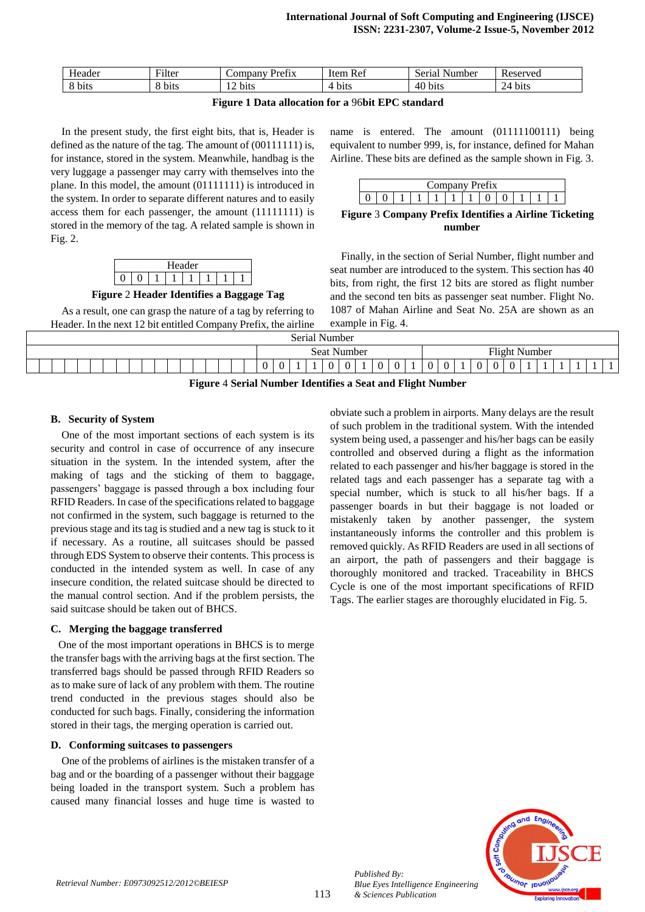| Header | Filter | Company Prefix | Item Ref | Serial Number | Reserved |
|---|---|---|---|---|---|
| 8 bits | 8 bits | 12 bits | 4 bits | 40 bits | 24 bits |

**Figure 1 Data allocation for a 96bit EPC standard**

In the present study, the first eight bits, that is, Header is defined as the nature of the tag. The amount of (00111111) is, for instance, stored in the system. Meanwhile, handbag is the very luggage a passenger may carry with themselves into the plane. In this model, the amount (01111111) is introduced in the system. In order to separate different natures and to easily access them for each passenger, the amount (11111111) is stored in the memory of the tag. A related sample is shown in Fig. 2.

| Header | | | | | | | |
|---|---|---|---|---|---|---|---|
| 0 | 0 | 1 | 1 | 1 | 1 | 1 | 1 |

**Figure 2 Header Identifies a Baggage Tag**

As a result, one can grasp the nature of a tag by referring to Header. In the next 12 bit entitled Company Prefix, the airline name is entered. The amount (01111100111) being equivalent to number 999, is, for instance, defined for Mahan Airline. These bits are defined as the sample shown in Fig. 3.

| Company Prefix | | | | | | | | | | | |
|---|---|---|---|---|---|---|---|---|---|---|---|
| 0 | 0 | 1 | 1 | 1 | 1 | 1 | 0 | 0 | 1 | 1 | 1 |

**Figure 3 Company Prefix Identifies a Airline Ticketing number**

Finally, in the section of Serial Number, flight number and seat number are introduced to the system. This section has 40 bits, from right, the first 12 bits are stored as flight number and the second ten bits as passenger seat number. Flight No. 1087 of Mahan Airline and Seat No. 25A are shown as an example in Fig. 4.

| Serial Number | | | | | | | | | | | | | | | | | | | | | | | | | | | | | | | | | | | | | | | |
|---|---|---|---|---|---|---|---|---|---|---|---|---|---|---|---|---|---|---|---|---|---|---|---|---|---|---|---|---|---|---|---|---|---|---|---|---|---|---|---|
| | | | | | | | | | | | | | | | | | | Seat Number | | | | | | | | | | Flight Number | | | | | | | | | | | |
| | | | | | | | | | | | | | | | | | | 0 | 0 | 1 | 1 | 0 | 0 | 1 | 0 | 0 | 1 | 0 | 0 | 1 | 0 | 0 | 0 | 1 | 1 | 1 | 1 | 1 | 1 |

**Figure 4 Serial Number Identifies a Seat and Flight Number**

### B. Security of System

One of the most important sections of each system is its security and control in case of occurrence of any insecure situation in the system. In the intended system, after the making of tags and the sticking of them to baggage, passengers' baggage is passed through a box including four RFID Readers. In case of the specifications related to baggage not confirmed in the system, such baggage is returned to the previous stage and its tag is studied and a new tag is stuck to it if necessary. As a routine, all suitcases should be passed through EDS System to observe their contents. This process is conducted in the intended system as well. In case of any insecure condition, the related suitcase should be directed to the manual control section. And if the problem persists, the said suitcase should be taken out of BHCS.

### C. Merging the baggage transferred

One of the most important operations in BHCS is to merge the transfer bags with the arriving bags at the first section. The transferred bags should be passed through RFID Readers so as to make sure of lack of any problem with them. The routine trend conducted in the previous stages should also be conducted for such bags. Finally, considering the information stored in their tags, the merging operation is carried out.

### D. Conforming suitcases to passengers

One of the problems of airlines is the mistaken transfer of a bag and or the boarding of a passenger without their baggage being loaded in the transport system. Such a problem has caused many financial losses and huge time is wasted to obviate such a problem in airports. Many delays are the result of such problem in the traditional system. With the intended system being used, a passenger and his/her bags can be easily controlled and observed during a flight as the information related to each passenger and his/her baggage is stored in the related tags and each passenger has a separate tag with a special number, which is stuck to all his/her bags. If a passenger boards in but their baggage is not loaded or mistakenly taken by another passenger, the system instantaneously informs the controller and this problem is removed quickly. As RFID Readers are used in all sections of an airport, the path of passengers and their baggage is thoroughly monitored and tracked. Traceability in BHCS Cycle is one of the most important specifications of RFID Tags. The earlier stages are thoroughly elucidated in Fig. 5.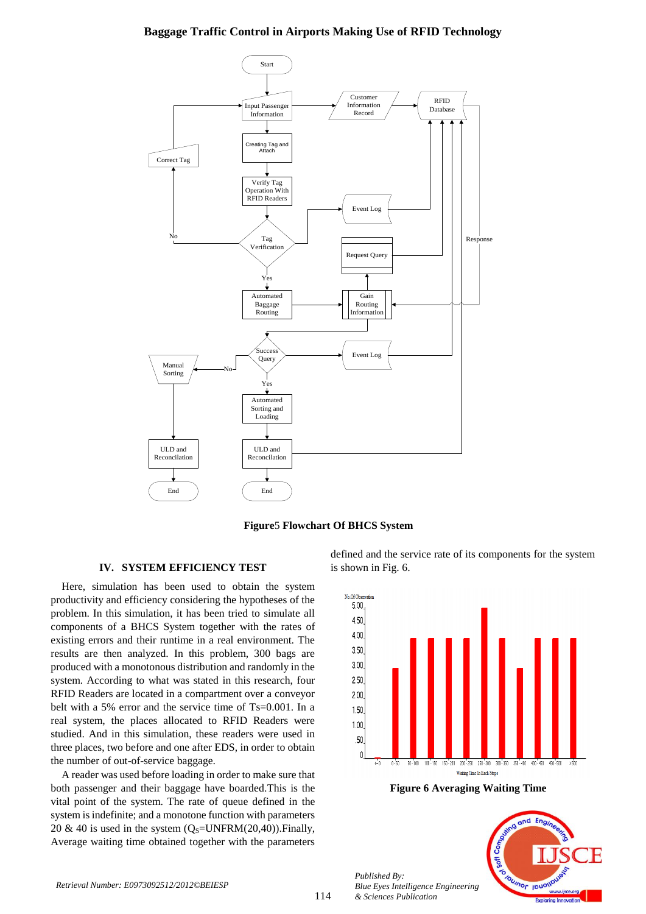**Figure5 Flowchart Of BHCS System**

## IV. SYSTEM EFFICIENCY TEST

Here, simulation has been used to obtain the system productivity and efficiency considering the hypotheses of the problem. In this simulation, it has been tried to simulate all components of a BHCS System together with the rates of existing errors and their runtime in a real environment. The results are then analyzed. In this problem, 300 bags are produced with a monotonous distribution and randomly in the system. According to what was stated in this research, four RFID Readers are located in a compartment over a conveyor belt with a 5% error and the service time of Ts=0.001. In a real system, the places allocated to RFID Readers were studied. And in this simulation, these readers were used in three places, two before and one after EDS, in order to obtain the number of out-of-service baggage.

A reader was used before loading in order to make sure that both passenger and their baggage have boarded.This is the vital point of the system. The rate of queue defined in the system is indefinite; and a monotone function with parameters 20 & 40 is used in the system ($Q_S$=UNFRM(20,40)).Finally, Average waiting time obtained together with the parameters defined and the service rate of its components for the system is shown in Fig. 6.

**Figure 6 Averaging Waiting Time**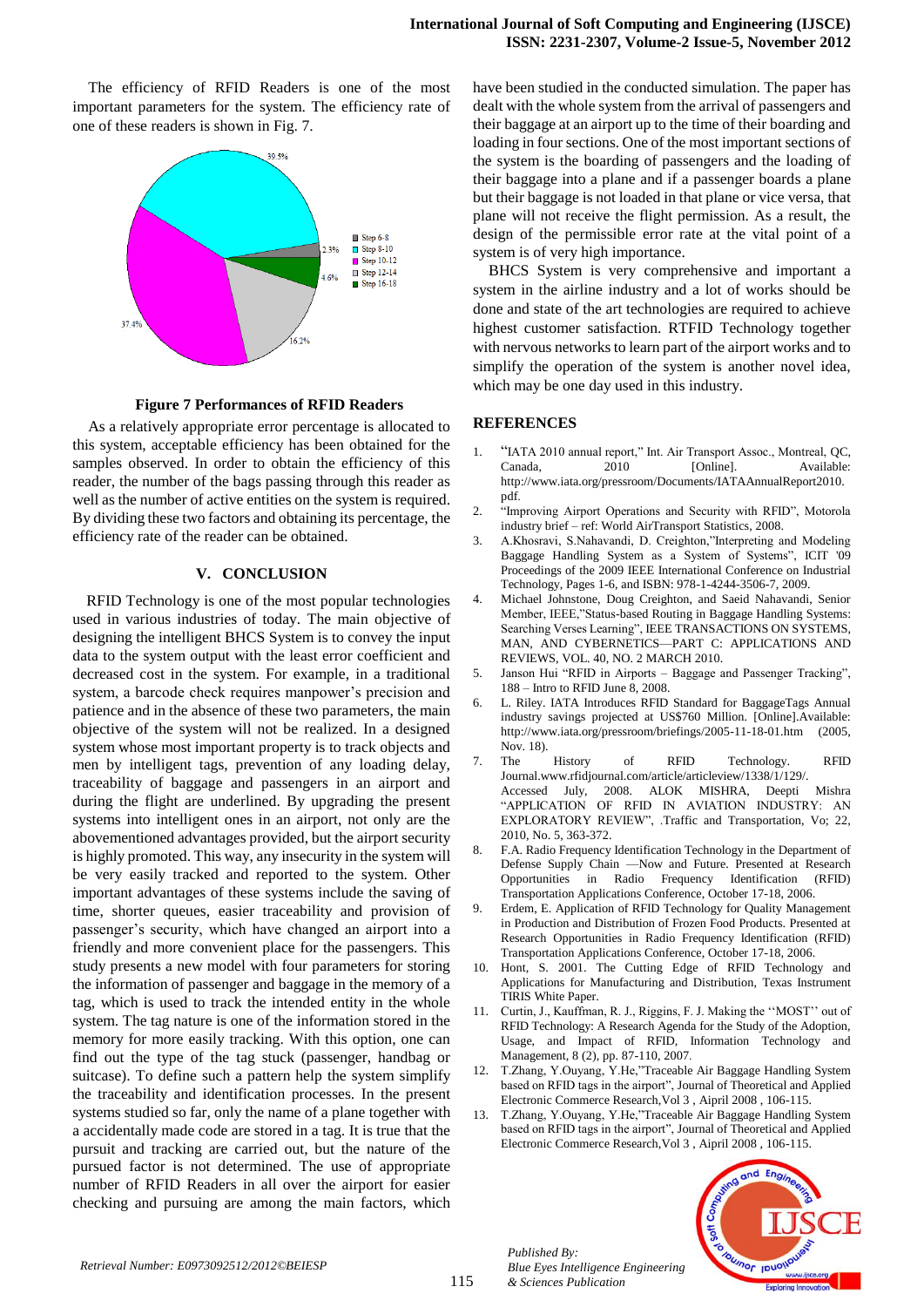The efficiency of RFID Readers is one of the most important parameters for the system. The efficiency rate of one of these readers is shown in Fig. 7.

**Figure 7 Performances of RFID Readers**

As a relatively appropriate error percentage is allocated to this system, acceptable efficiency has been obtained for the samples observed. In order to obtain the efficiency of this reader, the number of the bags passing through this reader as well as the number of active entities on the system is required. By dividing these two factors and obtaining its percentage, the efficiency rate of the reader can be obtained.

## V. CONCLUSION

RFID Technology is one of the most popular technologies used in various industries of today. The main objective of designing the intelligent BHCS System is to convey the input data to the system output with the least error coefficient and decreased cost in the system. For example, in a traditional system, a barcode check requires manpower's precision and patience and in the absence of these two parameters, the main objective of the system will not be realized. In a designed system whose most important property is to track objects and men by intelligent tags, prevention of any loading delay, traceability of baggage and passengers in an airport and during the flight are underlined. By upgrading the present systems into intelligent ones in an airport, not only are the abovementioned advantages provided, but the airport security is highly promoted. This way, any insecurity in the system will be very easily tracked and reported to the system. Other important advantages of these systems include the saving of time, shorter queues, easier traceability and provision of passenger's security, which have changed an airport into a friendly and more convenient place for the passengers. This study presents a new model with four parameters for storing the information of passenger and baggage in the memory of a tag, which is used to track the intended entity in the whole system. The tag nature is one of the information stored in the memory for more easily tracking. With this option, one can find out the type of the tag stuck (passenger, handbag or suitcase). To define such a pattern help the system simplify the traceability and identification processes. In the present systems studied so far, only the name of a plane together with a accidentally made code are stored in a tag. It is true that the pursuit and tracking are carried out, but the nature of the pursued factor is not determined. The use of appropriate number of RFID Readers in all over the airport for easier checking and pursuing are among the main factors, which have been studied in the conducted simulation. The paper has dealt with the whole system from the arrival of passengers and their baggage at an airport up to the time of their boarding and loading in four sections. One of the most important sections of the system is the boarding of passengers and the loading of their baggage into a plane and if a passenger boards a plane but their baggage is not loaded in that plane or vice versa, that plane will not receive the flight permission. As a result, the design of the permissible error rate at the vital point of a system is of very high importance.

BHCS System is very comprehensive and important a system in the airline industry and a lot of works should be done and state of the art technologies are required to achieve highest customer satisfaction. RTFID Technology together with nervous networks to learn part of the airport works and to simplify the operation of the system is another novel idea, which may be one day used in this industry.

## REFERENCES

1. "IATA 2010 annual report," Int. Air Transport Assoc., Montreal, QC, Canada, 2010 [Online]. Available: http://www.iata.org/pressroom/Documents/IATAAnnualReport2010.pdf.
2. "Improving Airport Operations and Security with RFID", Motorola industry brief – ref: World AirTransport Statistics, 2008.
3. A.Khosravi, S.Nahavandi, D. Creighton,"Interpreting and Modeling Baggage Handling System as a System of Systems", ICIT '09 Proceedings of the 2009 IEEE International Conference on Industrial Technology, Pages 1-6, and ISBN: 978-1-4244-3506-7, 2009.
4. Michael Johnstone, Doug Creighton, and Saeid Nahavandi, Senior Member, IEEE,"Status-based Routing in Baggage Handling Systems: Searching Verses Learning", IEEE TRANSACTIONS ON SYSTEMS, MAN, AND CYBERNETICS—PART C: APPLICATIONS AND REVIEWS, VOL. 40, NO. 2 MARCH 2010.
5. Janson Hui "RFID in Airports – Baggage and Passenger Tracking", 188 – Intro to RFID June 8, 2008.
6. L. Riley. IATA Introduces RFID Standard for BaggageTags Annual industry savings projected at US$760 Million. [Online].Available: http://www.iata.org/pressroom/briefings/2005-11-18-01.htm (2005, Nov. 18).
7. The History of RFID Technology. RFID Journal.www.rfidjournal.com/article/articleview/1338/1/129/. Accessed July, 2008. ALOK MISHRA, Deepti Mishra "APPLICATION OF RFID IN AVIATION INDUSTRY: AN EXPLORATORY REVIEW", .Traffic and Transportation, Vo; 22, 2010, No. 5, 363-372.
8. F.A. Radio Frequency Identification Technology in the Department of Defense Supply Chain —Now and Future. Presented at Research Opportunities in Radio Frequency Identification (RFID) Transportation Applications Conference, October 17-18, 2006.
9. Erdem, E. Application of RFID Technology for Quality Management in Production and Distribution of Frozen Food Products. Presented at Research Opportunities in Radio Frequency Identification (RFID) Transportation Applications Conference, October 17-18, 2006.
10. Hont, S. 2001. The Cutting Edge of RFID Technology and Applications for Manufacturing and Distribution, Texas Instrument TIRIS White Paper.
11. Curtin, J., Kauffman, R. J., Riggins, F. J. Making the ''MOST'' out of RFID Technology: A Research Agenda for the Study of the Adoption, Usage, and Impact of RFID, Information Technology and Management, 8 (2), pp. 87-110, 2007.
12. T.Zhang, Y.Ouyang, Y.He,"Traceable Air Baggage Handling System based on RFID tags in the airport", Journal of Theoretical and Applied Electronic Commerce Research,Vol 3 , Aipril 2008 , 106-115.
13. T.Zhang, Y.Ouyang, Y.He,"Traceable Air Baggage Handling System based on RFID tags in the airport", Journal of Theoretical and Applied Electronic Commerce Research,Vol 3 , Aipril 2008 , 106-115.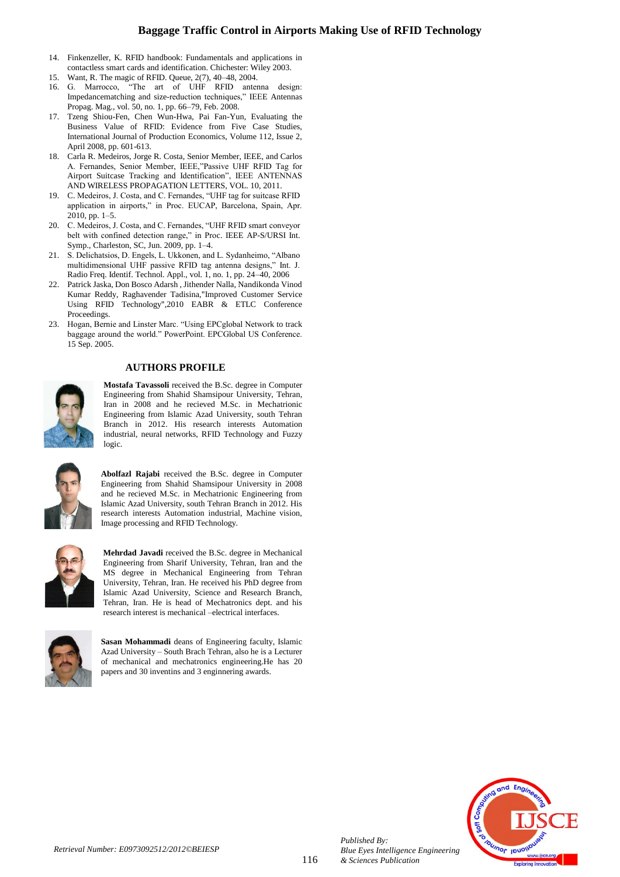14. Finkenzeller, K. RFID handbook: Fundamentals and applications in contactless smart cards and identification. Chichester: Wiley 2003.
15. Want, R. The magic of RFID. Queue, 2(7), 40–48, 2004.
16. G. Marrocco, "The art of UHF RFID antenna design: Impedancematching and size-reduction techniques," IEEE Antennas Propag. Mag., vol. 50, no. 1, pp. 66–79, Feb. 2008.
17. Tzeng Shiou-Fen, Chen Wun-Hwa, Pai Fan-Yun, Evaluating the Business Value of RFID: Evidence from Five Case Studies, International Journal of Production Economics, Volume 112, Issue 2, April 2008, pp. 601-613.
18. Carla R. Medeiros, Jorge R. Costa, Senior Member, IEEE, and Carlos A. Fernandes, Senior Member, IEEE,"Passive UHF RFID Tag for Airport Suitcase Tracking and Identification", IEEE ANTENNAS AND WIRELESS PROPAGATION LETTERS, VOL. 10, 2011.
19. C. Medeiros, J. Costa, and C. Fernandes, "UHF tag for suitcase RFID application in airports," in Proc. EUCAP, Barcelona, Spain, Apr. 2010, pp. 1–5.
20. C. Medeiros, J. Costa, and C. Fernandes, "UHF RFID smart conveyor belt with confined detection range," in Proc. IEEE AP-S/URSI Int. Symp., Charleston, SC, Jun. 2009, pp. 1–4.
21. S. Delichatsios, D. Engels, L. Ukkonen, and L. Sydanheimo, "Albano multidimensional UHF passive RFID tag antenna designs," Int. J. Radio Freq. Identif. Technol. Appl., vol. 1, no. 1, pp. 24–40, 2006
22. Patrick Jaska, Don Bosco Adarsh , Jithender Nalla, Nandikonda Vinod Kumar Reddy, Raghavender Tadisina,"Improved Customer Service Using RFID Technology",2010 EABR & ETLC Conference Proceedings.
23. Hogan, Bernie and Linster Marc. "Using EPCglobal Network to track baggage around the world." PowerPoint. EPCGlobal US Conference. 15 Sep. 2005.

## AUTHORS PROFILE

**Mostafa Tavassoli** received the B.Sc. degree in Computer Engineering from Shahid Shamsipour University, Tehran, Iran in 2008 and he recieved M.Sc. in Mechatrionic Engineering from Islamic Azad University, south Tehran Branch in 2012. His research interests Automation industrial, neural networks, RFID Technology and Fuzzy logic.

**Abolfazl Rajabi** received the B.Sc. degree in Computer Engineering from Shahid Shamsipour University in 2008 and he recieved M.Sc. in Mechatrionic Engineering from Islamic Azad University, south Tehran Branch in 2012. His research interests Automation industrial, Machine vision, Image processing and RFID Technology.

**Mehrdad Javadi** received the B.Sc. degree in Mechanical Engineering from Sharif University, Tehran, Iran and the MS degree in Mechanical Engineering from Tehran University, Tehran, Iran. He received his PhD degree from Islamic Azad University, Science and Research Branch, Tehran, Iran. He is head of Mechatronics dept. and his research interest is mechanical –electrical interfaces.

**Sasan Mohammadi** deans of Engineering faculty, Islamic Azad University – South Brach Tehran, also he is a Lecturer of mechanical and mechatronics engineering.He has 20 papers and 30 inventins and 3 enginnering awards.